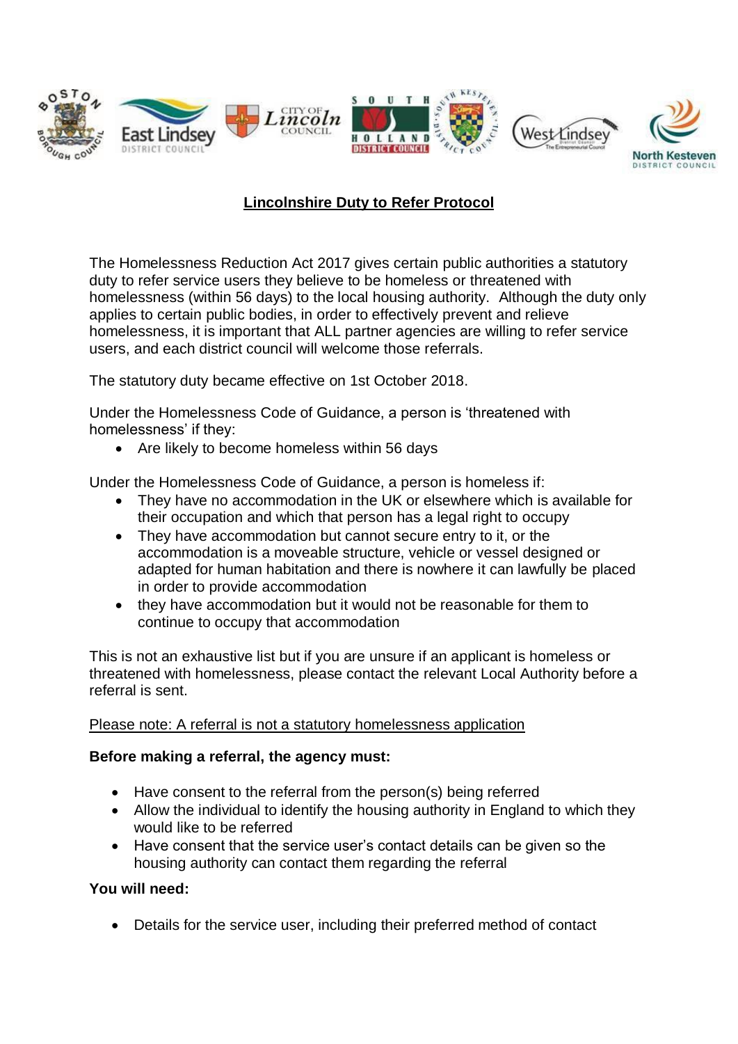# Lincolnshire Duty to Refer Protocol

The Homelessness Reduction Act 2017 gives certain public authorities a statutory duty to refer service users they believe to be homeless or threatened with homelessness (within 56 days) to the local housing authority. Although the duty only applies to certain public bodies, in order to effectively prevent and relieve homelessness, it is important that ALL partner agencies are willing to refer service users, and each district council will welcome those referrals.

The statutory duty became effective on 1st October 2018.

Under the Homelessness Code of Guidance, a person is 'threatened with homelessness' if they:

- Are likely to become homeless within 56 days

Under the Homelessness Code of Guidance, a person is homeless if:

- They have no accommodation in the UK or elsewhere which is available for their occupation and which that person has a legal right to occupy
- They have accommodation but cannot secure entry to it, or the accommodation is a moveable structure, vehicle or vessel designed or adapted for human habitation and there is nowhere it can lawfully be placed in order to provide accommodation
- they have accommodation but it would not be reasonable for them to continue to occupy that accommodation

This is not an exhaustive list but if you are unsure if an applicant is homeless or threatened with homelessness, please contact the relevant Local Authority before a referral is sent.

Please note: A referral is not a statutory homelessness application

**Before making a referral, the agency must:**

- Have consent to the referral from the person(s) being referred
- Allow the individual to identify the housing authority in England to which they would like to be referred
- Have consent that the service user's contact details can be given so the housing authority can contact them regarding the referral

**You will need:**

- Details for the service user, including their preferred method of contact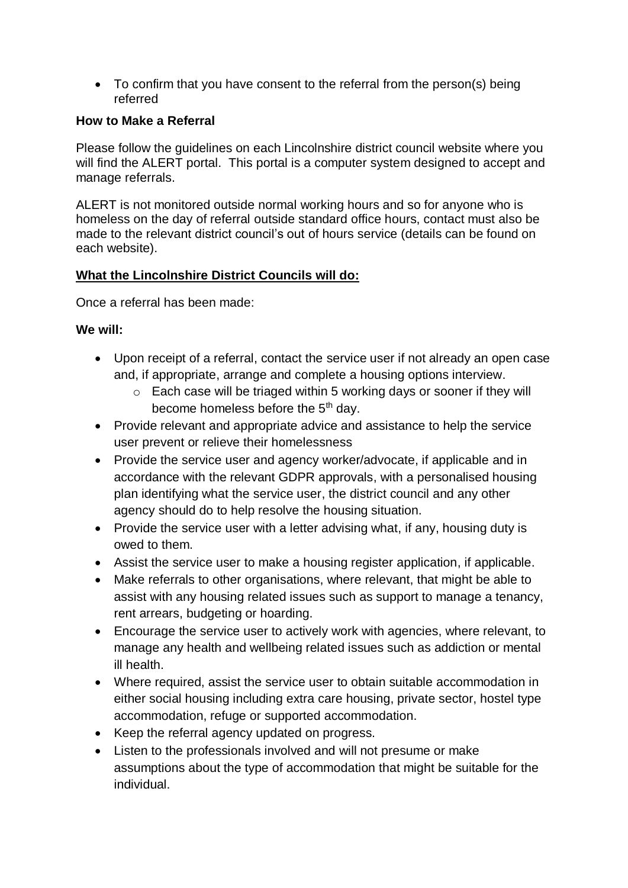- To confirm that you have consent to the referral from the person(s) being referred

**How to Make a Referral**

Please follow the guidelines on each Lincolnshire district council website where you will find the ALERT portal. This portal is a computer system designed to accept and manage referrals.

ALERT is not monitored outside normal working hours and so for anyone who is homeless on the day of referral outside standard office hours, contact must also be made to the relevant district council's out of hours service (details can be found on each website).

**What the Lincolnshire District Councils will do:**

Once a referral has been made:

**We will:**

- Upon receipt of a referral, contact the service user if not already an open case and, if appropriate, arrange and complete a housing options interview.
  - Each case will be triaged within 5 working days or sooner if they will become homeless before the 5th day.
- Provide relevant and appropriate advice and assistance to help the service user prevent or relieve their homelessness
- Provide the service user and agency worker/advocate, if applicable and in accordance with the relevant GDPR approvals, with a personalised housing plan identifying what the service user, the district council and any other agency should do to help resolve the housing situation.
- Provide the service user with a letter advising what, if any, housing duty is owed to them.
- Assist the service user to make a housing register application, if applicable.
- Make referrals to other organisations, where relevant, that might be able to assist with any housing related issues such as support to manage a tenancy, rent arrears, budgeting or hoarding.
- Encourage the service user to actively work with agencies, where relevant, to manage any health and wellbeing related issues such as addiction or mental ill health.
- Where required, assist the service user to obtain suitable accommodation in either social housing including extra care housing, private sector, hostel type accommodation, refuge or supported accommodation.
- Keep the referral agency updated on progress.
- Listen to the professionals involved and will not presume or make assumptions about the type of accommodation that might be suitable for the individual.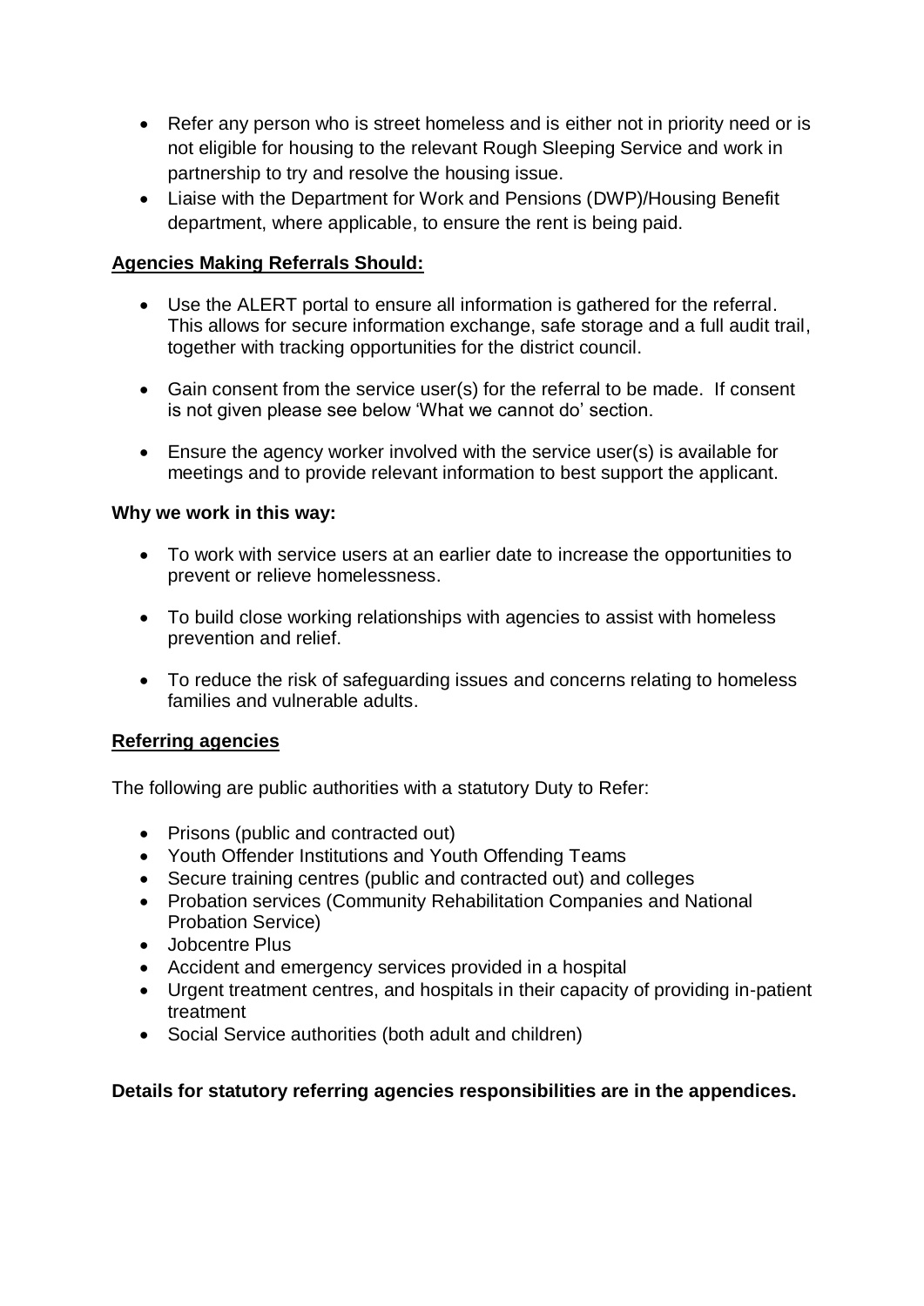- Refer any person who is street homeless and is either not in priority need or is not eligible for housing to the relevant Rough Sleeping Service and work in partnership to try and resolve the housing issue.
- Liaise with the Department for Work and Pensions (DWP)/Housing Benefit department, where applicable, to ensure the rent is being paid.

**Agencies Making Referrals Should:**

- Use the ALERT portal to ensure all information is gathered for the referral. This allows for secure information exchange, safe storage and a full audit trail, together with tracking opportunities for the district council.
- Gain consent from the service user(s) for the referral to be made. If consent is not given please see below 'What we cannot do' section.
- Ensure the agency worker involved with the service user(s) is available for meetings and to provide relevant information to best support the applicant.

**Why we work in this way:**

- To work with service users at an earlier date to increase the opportunities to prevent or relieve homelessness.
- To build close working relationships with agencies to assist with homeless prevention and relief.
- To reduce the risk of safeguarding issues and concerns relating to homeless families and vulnerable adults.

**Referring agencies**

The following are public authorities with a statutory Duty to Refer:

- Prisons (public and contracted out)
- Youth Offender Institutions and Youth Offending Teams
- Secure training centres (public and contracted out) and colleges
- Probation services (Community Rehabilitation Companies and National Probation Service)
- Jobcentre Plus
- Accident and emergency services provided in a hospital
- Urgent treatment centres, and hospitals in their capacity of providing in-patient treatment
- Social Service authorities (both adult and children)

**Details for statutory referring agencies responsibilities are in the appendices.**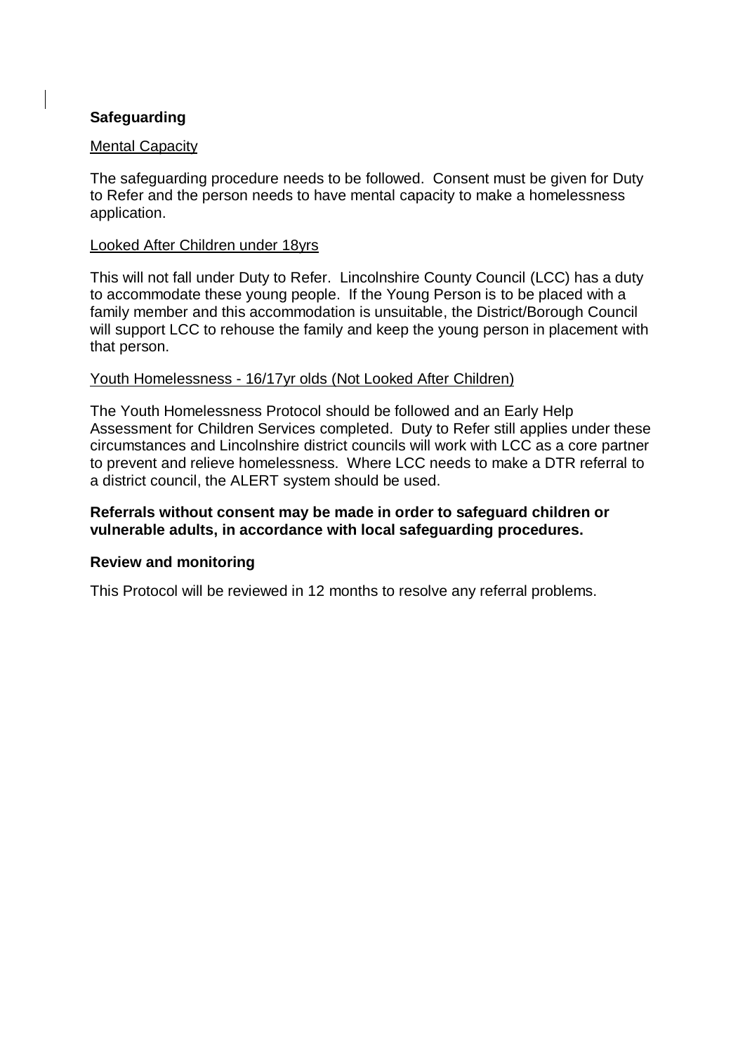**Safeguarding**

Mental Capacity

The safeguarding procedure needs to be followed. Consent must be given for Duty to Refer and the person needs to have mental capacity to make a homelessness application.

Looked After Children under 18yrs

This will not fall under Duty to Refer. Lincolnshire County Council (LCC) has a duty to accommodate these young people. If the Young Person is to be placed with a family member and this accommodation is unsuitable, the District/Borough Council will support LCC to rehouse the family and keep the young person in placement with that person.

Youth Homelessness - 16/17yr olds (Not Looked After Children)

The Youth Homelessness Protocol should be followed and an Early Help Assessment for Children Services completed. Duty to Refer still applies under these circumstances and Lincolnshire district councils will work with LCC as a core partner to prevent and relieve homelessness. Where LCC needs to make a DTR referral to a district council, the ALERT system should be used.

**Referrals without consent may be made in order to safeguard children or vulnerable adults, in accordance with local safeguarding procedures.**

**Review and monitoring**

This Protocol will be reviewed in 12 months to resolve any referral problems.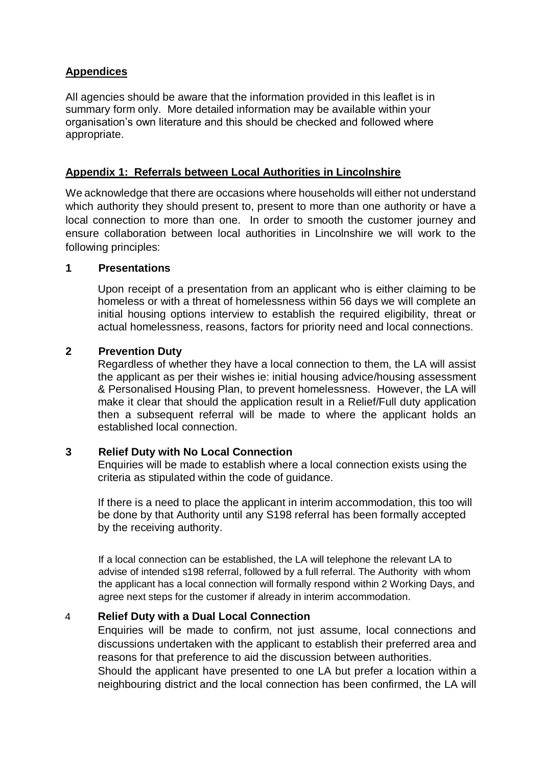## Appendices

All agencies should be aware that the information provided in this leaflet is in summary form only. More detailed information may be available within your organisation's own literature and this should be checked and followed where appropriate.

### Appendix 1: Referrals between Local Authorities in Lincolnshire

We acknowledge that there are occasions where households will either not understand which authority they should present to, present to more than one authority or have a local connection to more than one. In order to smooth the customer journey and ensure collaboration between local authorities in Lincolnshire we will work to the following principles:

**1 Presentations**

Upon receipt of a presentation from an applicant who is either claiming to be homeless or with a threat of homelessness within 56 days we will complete an initial housing options interview to establish the required eligibility, threat or actual homelessness, reasons, factors for priority need and local connections.

**2 Prevention Duty**

Regardless of whether they have a local connection to them, the LA will assist the applicant as per their wishes ie: initial housing advice/housing assessment & Personalised Housing Plan, to prevent homelessness. However, the LA will make it clear that should the application result in a Relief/Full duty application then a subsequent referral will be made to where the applicant holds an established local connection.

**3 Relief Duty with No Local Connection**

Enquiries will be made to establish where a local connection exists using the criteria as stipulated within the code of guidance.

If there is a need to place the applicant in interim accommodation, this too will be done by that Authority until any S198 referral has been formally accepted by the receiving authority.

If a local connection can be established, the LA will telephone the relevant LA to advise of intended s198 referral, followed by a full referral. The Authority with whom the applicant has a local connection will formally respond within 2 Working Days, and agree next steps for the customer if already in interim accommodation.

**4 Relief Duty with a Dual Local Connection**

Enquiries will be made to confirm, not just assume, local connections and discussions undertaken with the applicant to establish their preferred area and reasons for that preference to aid the discussion between authorities.

Should the applicant have presented to one LA but prefer a location within a neighbouring district and the local connection has been confirmed, the LA will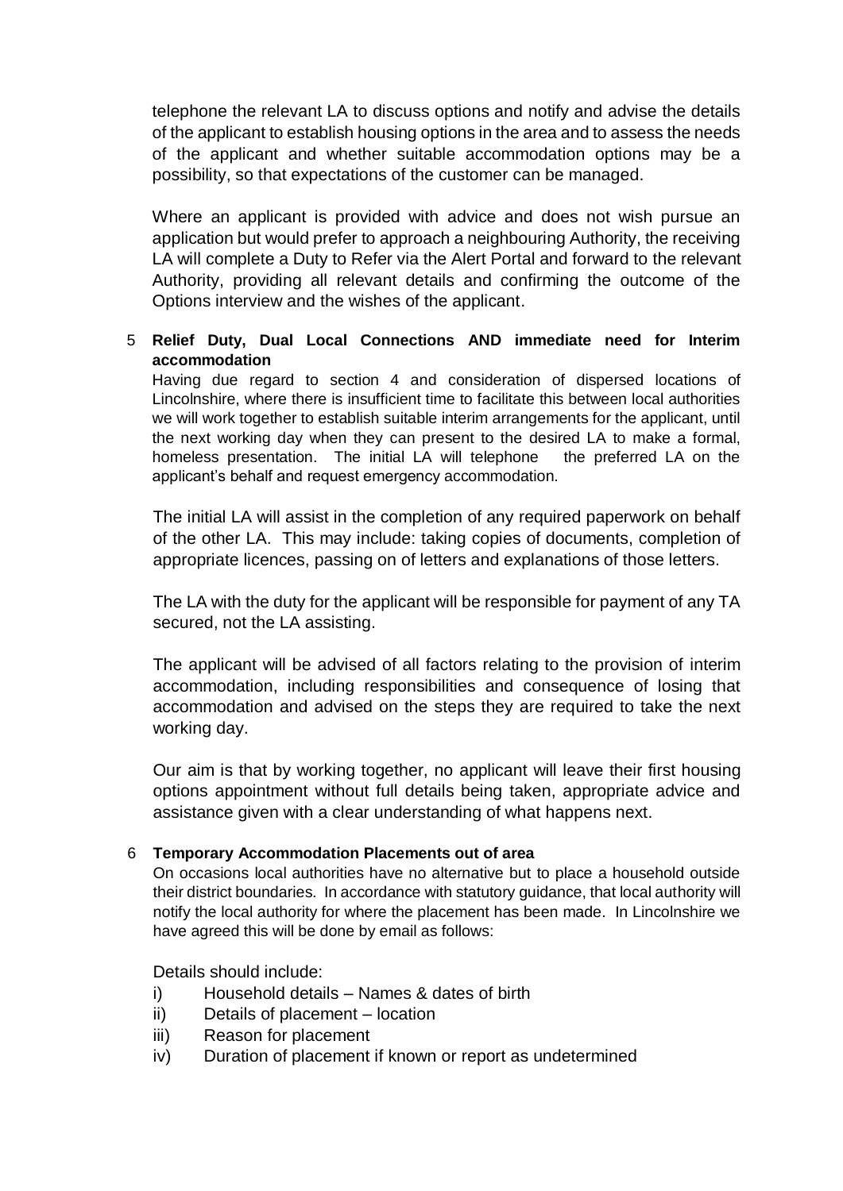telephone the relevant LA to discuss options and notify and advise the details of the applicant to establish housing options in the area and to assess the needs of the applicant and whether suitable accommodation options may be a possibility, so that expectations of the customer can be managed.

Where an applicant is provided with advice and does not wish pursue an application but would prefer to approach a neighbouring Authority, the receiving LA will complete a Duty to Refer via the Alert Portal and forward to the relevant Authority, providing all relevant details and confirming the outcome of the Options interview and the wishes of the applicant.

5 **Relief Duty, Dual Local Connections AND immediate need for Interim accommodation**

Having due regard to section 4 and consideration of dispersed locations of Lincolnshire, where there is insufficient time to facilitate this between local authorities we will work together to establish suitable interim arrangements for the applicant, until the next working day when they can present to the desired LA to make a formal, homeless presentation. The initial LA will telephone the preferred LA on the applicant's behalf and request emergency accommodation.

The initial LA will assist in the completion of any required paperwork on behalf of the other LA. This may include: taking copies of documents, completion of appropriate licences, passing on of letters and explanations of those letters.

The LA with the duty for the applicant will be responsible for payment of any TA secured, not the LA assisting.

The applicant will be advised of all factors relating to the provision of interim accommodation, including responsibilities and consequence of losing that accommodation and advised on the steps they are required to take the next working day.

Our aim is that by working together, no applicant will leave their first housing options appointment without full details being taken, appropriate advice and assistance given with a clear understanding of what happens next.

6 **Temporary Accommodation Placements out of area**

On occasions local authorities have no alternative but to place a household outside their district boundaries. In accordance with statutory guidance, that local authority will notify the local authority for where the placement has been made. In Lincolnshire we have agreed this will be done by email as follows:

Details should include:

i) Household details – Names & dates of birth
ii) Details of placement – location
iii) Reason for placement
iv) Duration of placement if known or report as undetermined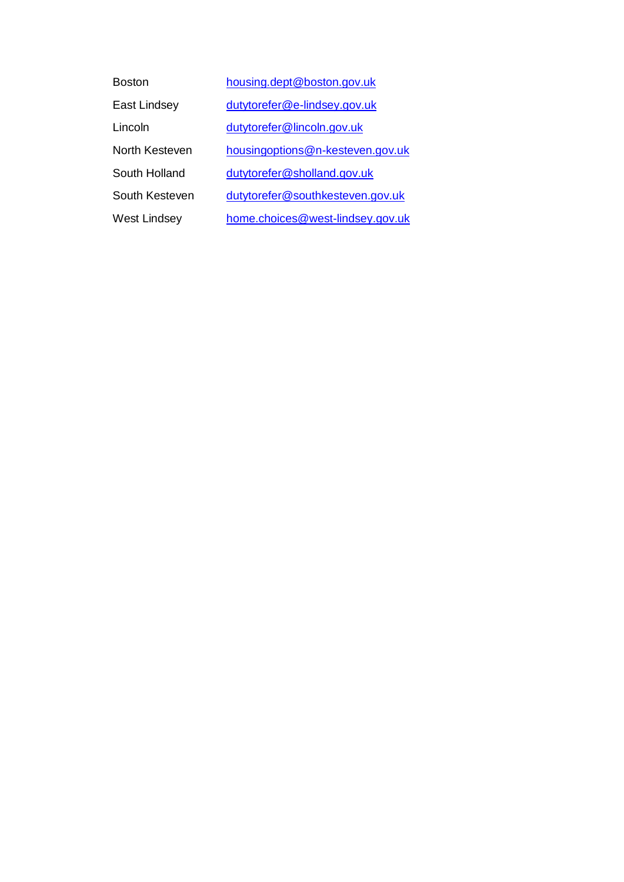| | |
|---|---|
| Boston | housing.dept@boston.gov.uk |
| East Lindsey | dutytorefer@e-lindsey.gov.uk |
| Lincoln | dutytorefer@lincoln.gov.uk |
| North Kesteven | housingoptions@n-kesteven.gov.uk |
| South Holland | dutytorefer@sholland.gov.uk |
| South Kesteven | dutytorefer@southkesteven.gov.uk |
| West Lindsey | home.choices@west-lindsey.gov.uk |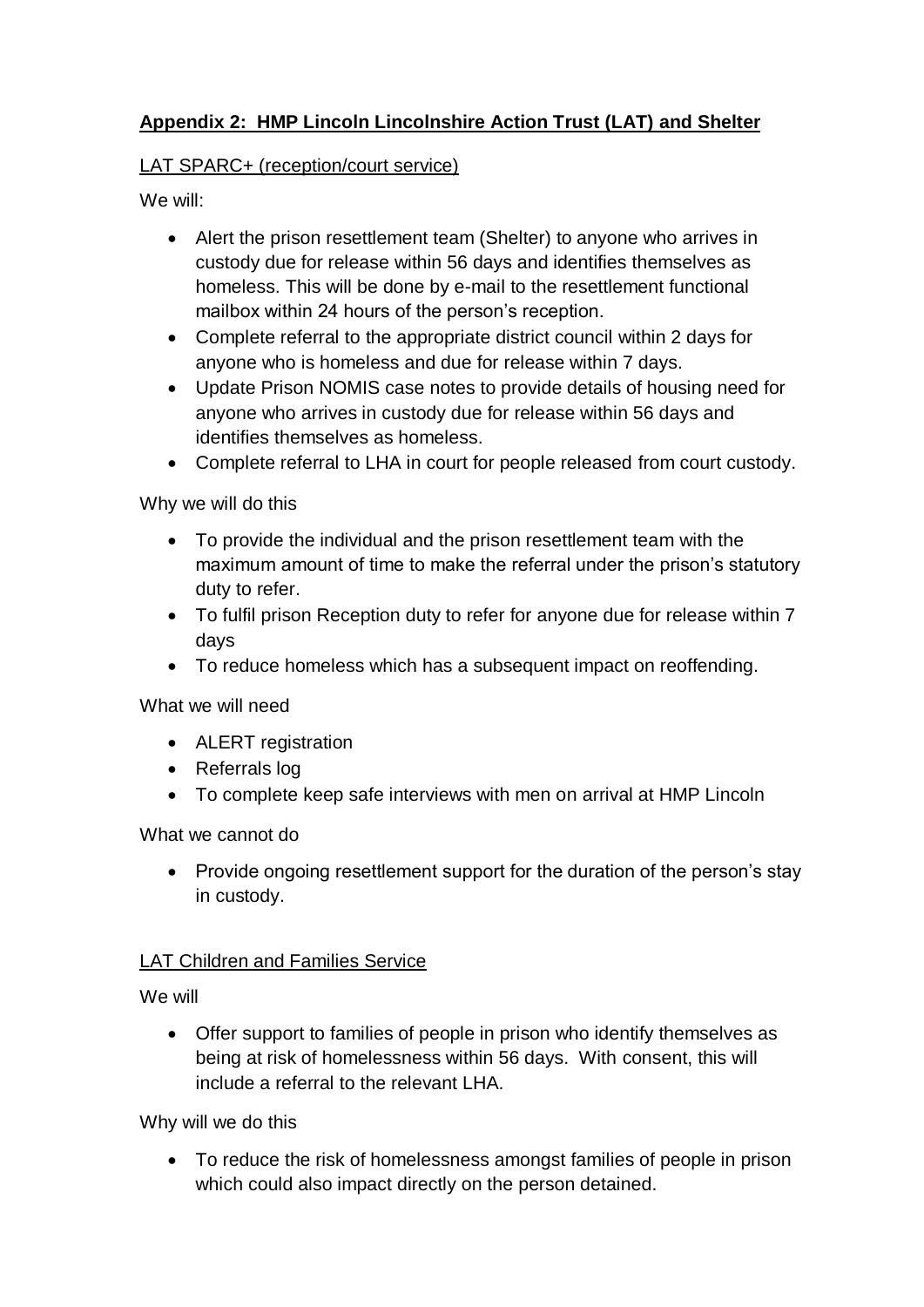## **Appendix 2: HMP Lincoln Lincolnshire Action Trust (LAT) and Shelter**

### LAT SPARC+ (reception/court service)

We will:

- Alert the prison resettlement team (Shelter) to anyone who arrives in custody due for release within 56 days and identifies themselves as homeless. This will be done by e-mail to the resettlement functional mailbox within 24 hours of the person's reception.
- Complete referral to the appropriate district council within 2 days for anyone who is homeless and due for release within 7 days.
- Update Prison NOMIS case notes to provide details of housing need for anyone who arrives in custody due for release within 56 days and identifies themselves as homeless.
- Complete referral to LHA in court for people released from court custody.

Why we will do this

- To provide the individual and the prison resettlement team with the maximum amount of time to make the referral under the prison's statutory duty to refer.
- To fulfil prison Reception duty to refer for anyone due for release within 7 days
- To reduce homeless which has a subsequent impact on reoffending.

What we will need

- ALERT registration
- Referrals log
- To complete keep safe interviews with men on arrival at HMP Lincoln

What we cannot do

- Provide ongoing resettlement support for the duration of the person's stay in custody.

### LAT Children and Families Service

We will

- Offer support to families of people in prison who identify themselves as being at risk of homelessness within 56 days. With consent, this will include a referral to the relevant LHA.

Why will we do this

- To reduce the risk of homelessness amongst families of people in prison which could also impact directly on the person detained.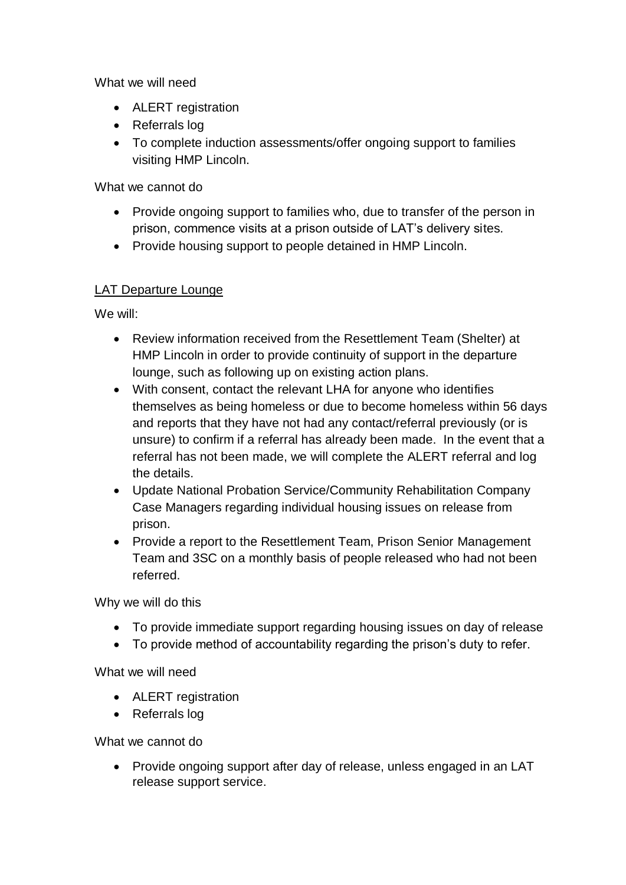What we will need

- ALERT registration
- Referrals log
- To complete induction assessments/offer ongoing support to families visiting HMP Lincoln.

What we cannot do

- Provide ongoing support to families who, due to transfer of the person in prison, commence visits at a prison outside of LAT's delivery sites.
- Provide housing support to people detained in HMP Lincoln.

<u>LAT Departure Lounge</u>

We will:

- Review information received from the Resettlement Team (Shelter) at HMP Lincoln in order to provide continuity of support in the departure lounge, such as following up on existing action plans.
- With consent, contact the relevant LHA for anyone who identifies themselves as being homeless or due to become homeless within 56 days and reports that they have not had any contact/referral previously (or is unsure) to confirm if a referral has already been made. In the event that a referral has not been made, we will complete the ALERT referral and log the details.
- Update National Probation Service/Community Rehabilitation Company Case Managers regarding individual housing issues on release from prison.
- Provide a report to the Resettlement Team, Prison Senior Management Team and 3SC on a monthly basis of people released who had not been referred.

Why we will do this

- To provide immediate support regarding housing issues on day of release
- To provide method of accountability regarding the prison's duty to refer.

What we will need

- ALERT registration
- Referrals log

What we cannot do

- Provide ongoing support after day of release, unless engaged in an LAT release support service.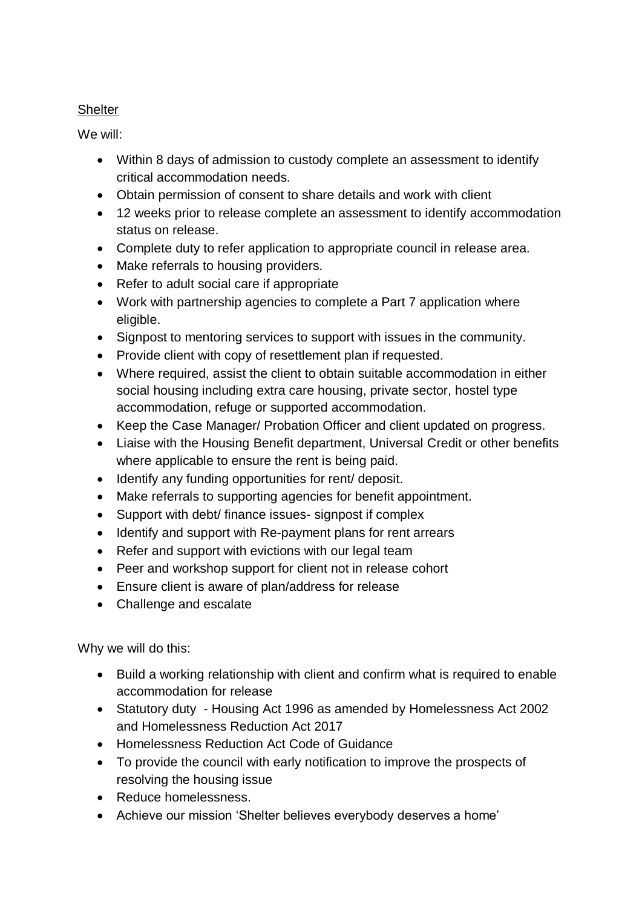<u>Shelter</u>

We will:

- Within 8 days of admission to custody complete an assessment to identify critical accommodation needs.
- Obtain permission of consent to share details and work with client
- 12 weeks prior to release complete an assessment to identify accommodation status on release.
- Complete duty to refer application to appropriate council in release area.
- Make referrals to housing providers.
- Refer to adult social care if appropriate
- Work with partnership agencies to complete a Part 7 application where eligible.
- Signpost to mentoring services to support with issues in the community.
- Provide client with copy of resettlement plan if requested.
- Where required, assist the client to obtain suitable accommodation in either social housing including extra care housing, private sector, hostel type accommodation, refuge or supported accommodation.
- Keep the Case Manager/ Probation Officer and client updated on progress.
- Liaise with the Housing Benefit department, Universal Credit or other benefits where applicable to ensure the rent is being paid.
- Identify any funding opportunities for rent/ deposit.
- Make referrals to supporting agencies for benefit appointment.
- Support with debt/ finance issues- signpost if complex
- Identify and support with Re-payment plans for rent arrears
- Refer and support with evictions with our legal team
- Peer and workshop support for client not in release cohort
- Ensure client is aware of plan/address for release
- Challenge and escalate

Why we will do this:

- Build a working relationship with client and confirm what is required to enable accommodation for release
- Statutory duty - Housing Act 1996 as amended by Homelessness Act 2002 and Homelessness Reduction Act 2017
- Homelessness Reduction Act Code of Guidance
- To provide the council with early notification to improve the prospects of resolving the housing issue
- Reduce homelessness.
- Achieve our mission 'Shelter believes everybody deserves a home'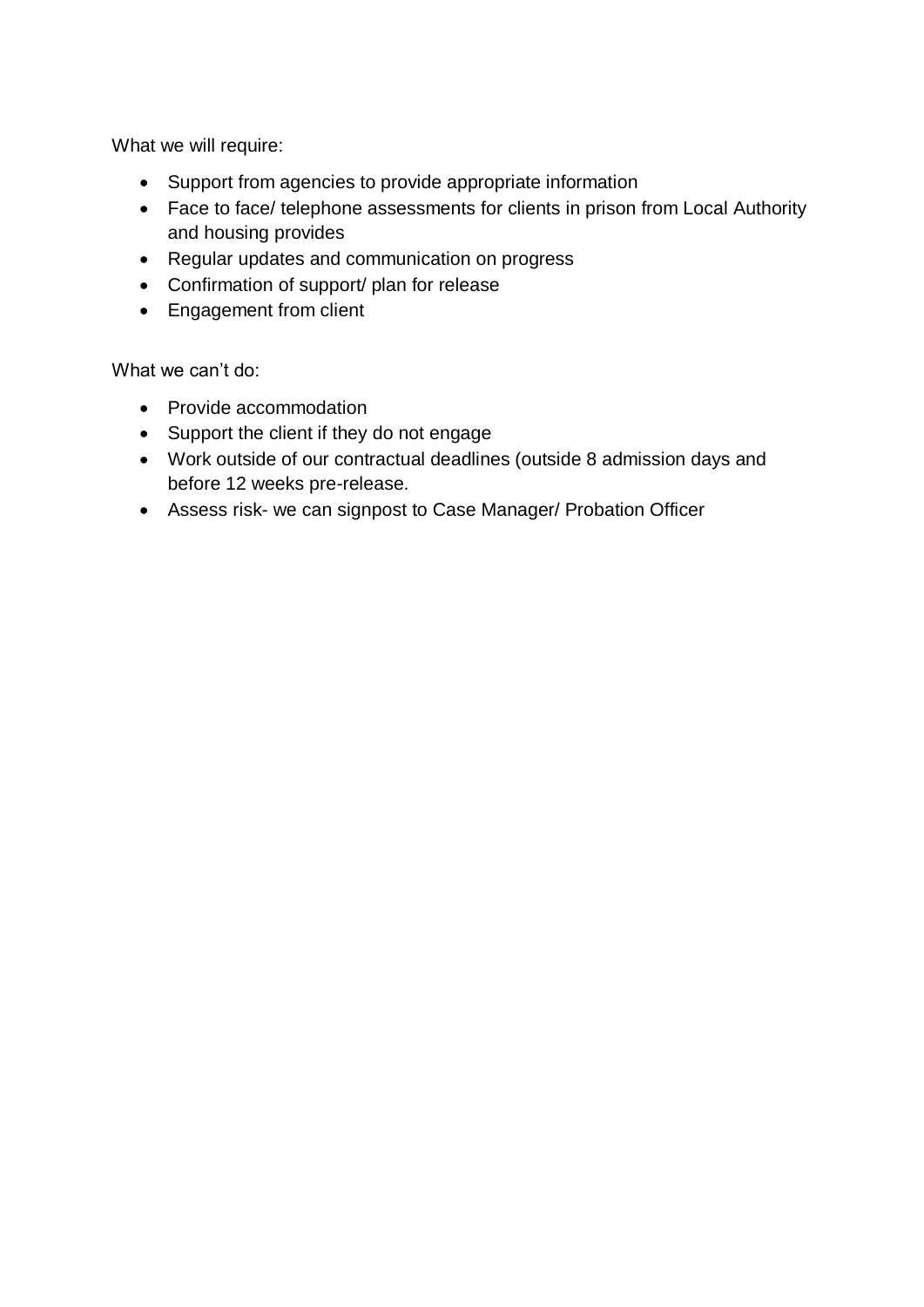What we will require:

- Support from agencies to provide appropriate information
- Face to face/ telephone assessments for clients in prison from Local Authority and housing provides
- Regular updates and communication on progress
- Confirmation of support/ plan for release
- Engagement from client

What we can't do:

- Provide accommodation
- Support the client if they do not engage
- Work outside of our contractual deadlines (outside 8 admission days and before 12 weeks pre-release.
- Assess risk- we can signpost to Case Manager/ Probation Officer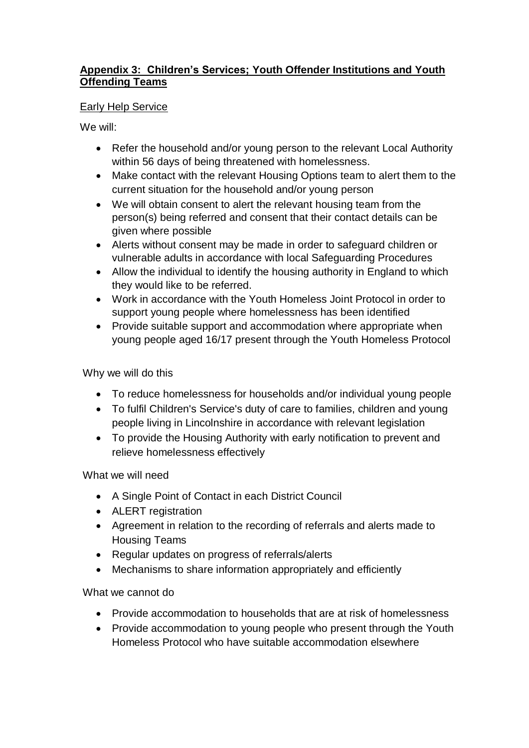## **Appendix 3: Children's Services; Youth Offender Institutions and Youth Offending Teams**

Early Help Service

We will:

- Refer the household and/or young person to the relevant Local Authority within 56 days of being threatened with homelessness.
- Make contact with the relevant Housing Options team to alert them to the current situation for the household and/or young person
- We will obtain consent to alert the relevant housing team from the person(s) being referred and consent that their contact details can be given where possible
- Alerts without consent may be made in order to safeguard children or vulnerable adults in accordance with local Safeguarding Procedures
- Allow the individual to identify the housing authority in England to which they would like to be referred.
- Work in accordance with the Youth Homeless Joint Protocol in order to support young people where homelessness has been identified
- Provide suitable support and accommodation where appropriate when young people aged 16/17 present through the Youth Homeless Protocol

Why we will do this

- To reduce homelessness for households and/or individual young people
- To fulfil Children's Service's duty of care to families, children and young people living in Lincolnshire in accordance with relevant legislation
- To provide the Housing Authority with early notification to prevent and relieve homelessness effectively

What we will need

- A Single Point of Contact in each District Council
- ALERT registration
- Agreement in relation to the recording of referrals and alerts made to Housing Teams
- Regular updates on progress of referrals/alerts
- Mechanisms to share information appropriately and efficiently

What we cannot do

- Provide accommodation to households that are at risk of homelessness
- Provide accommodation to young people who present through the Youth Homeless Protocol who have suitable accommodation elsewhere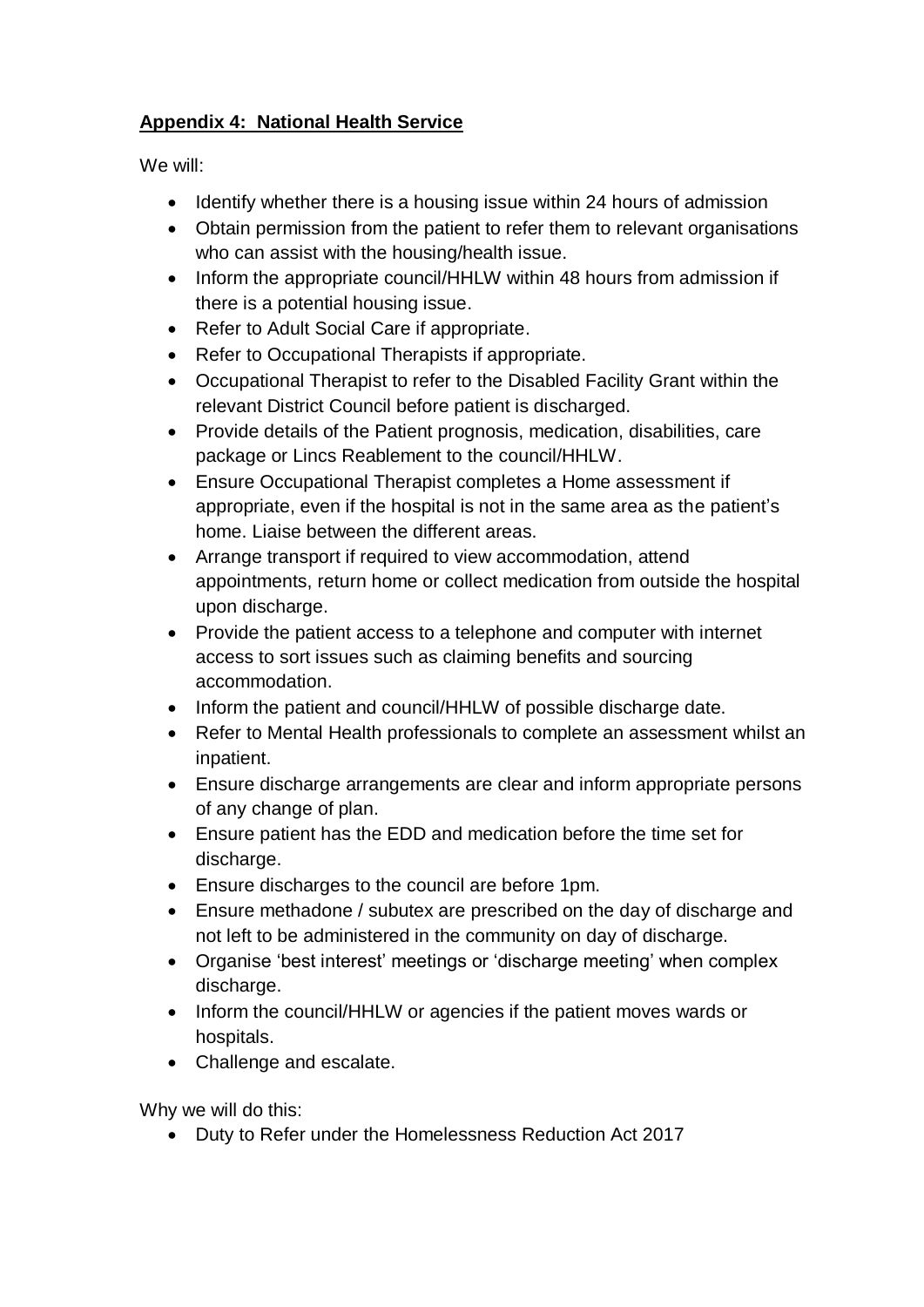## **Appendix 4: National Health Service**

We will:

- Identify whether there is a housing issue within 24 hours of admission
- Obtain permission from the patient to refer them to relevant organisations who can assist with the housing/health issue.
- Inform the appropriate council/HHLW within 48 hours from admission if there is a potential housing issue.
- Refer to Adult Social Care if appropriate.
- Refer to Occupational Therapists if appropriate.
- Occupational Therapist to refer to the Disabled Facility Grant within the relevant District Council before patient is discharged.
- Provide details of the Patient prognosis, medication, disabilities, care package or Lincs Reablement to the council/HHLW.
- Ensure Occupational Therapist completes a Home assessment if appropriate, even if the hospital is not in the same area as the patient's home. Liaise between the different areas.
- Arrange transport if required to view accommodation, attend appointments, return home or collect medication from outside the hospital upon discharge.
- Provide the patient access to a telephone and computer with internet access to sort issues such as claiming benefits and sourcing accommodation.
- Inform the patient and council/HHLW of possible discharge date.
- Refer to Mental Health professionals to complete an assessment whilst an inpatient.
- Ensure discharge arrangements are clear and inform appropriate persons of any change of plan.
- Ensure patient has the EDD and medication before the time set for discharge.
- Ensure discharges to the council are before 1pm.
- Ensure methadone / subutex are prescribed on the day of discharge and not left to be administered in the community on day of discharge.
- Organise 'best interest' meetings or 'discharge meeting' when complex discharge.
- Inform the council/HHLW or agencies if the patient moves wards or hospitals.
- Challenge and escalate.

Why we will do this:

- Duty to Refer under the Homelessness Reduction Act 2017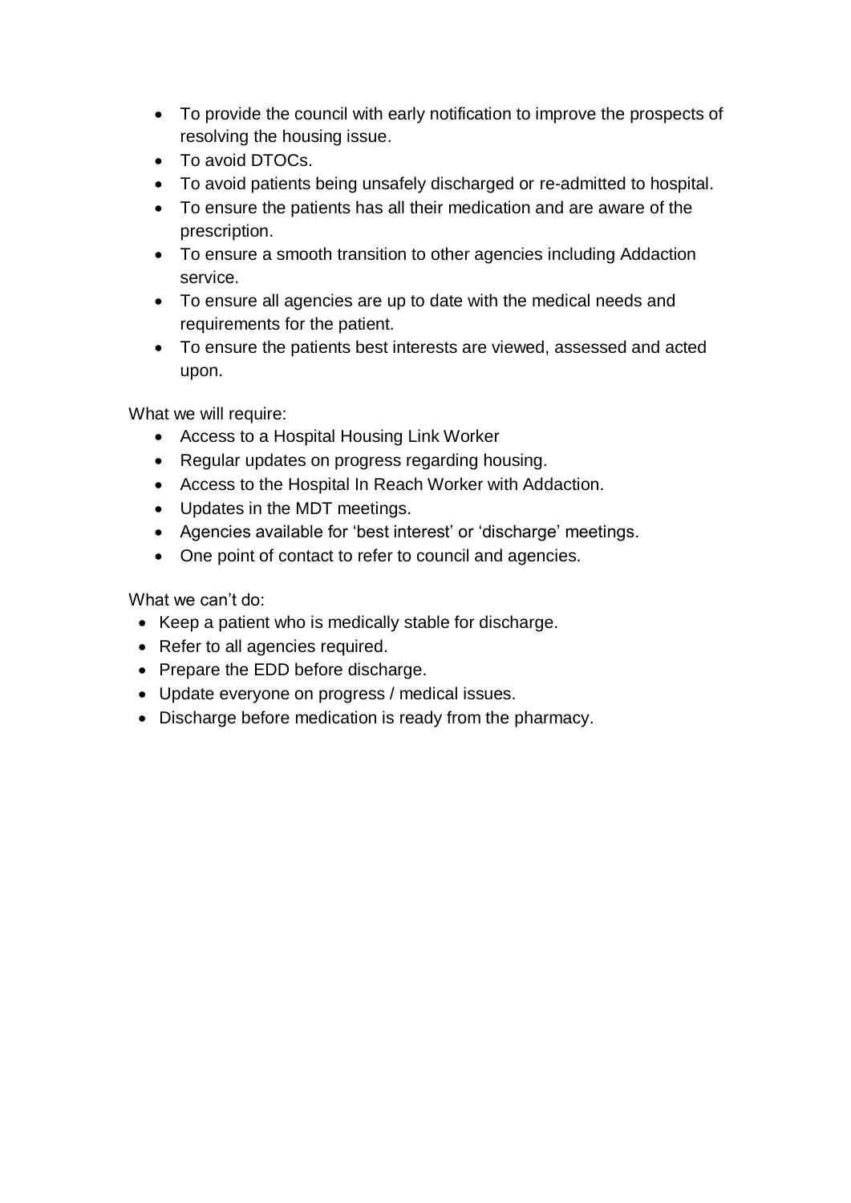- To provide the council with early notification to improve the prospects of resolving the housing issue.
- To avoid DTOCs.
- To avoid patients being unsafely discharged or re-admitted to hospital.
- To ensure the patients has all their medication and are aware of the prescription.
- To ensure a smooth transition to other agencies including Addaction service.
- To ensure all agencies are up to date with the medical needs and requirements for the patient.
- To ensure the patients best interests are viewed, assessed and acted upon.

What we will require:

- Access to a Hospital Housing Link Worker
- Regular updates on progress regarding housing.
- Access to the Hospital In Reach Worker with Addaction.
- Updates in the MDT meetings.
- Agencies available for 'best interest' or 'discharge' meetings.
- One point of contact to refer to council and agencies.

What we can't do:

- Keep a patient who is medically stable for discharge.
- Refer to all agencies required.
- Prepare the EDD before discharge.
- Update everyone on progress / medical issues.
- Discharge before medication is ready from the pharmacy.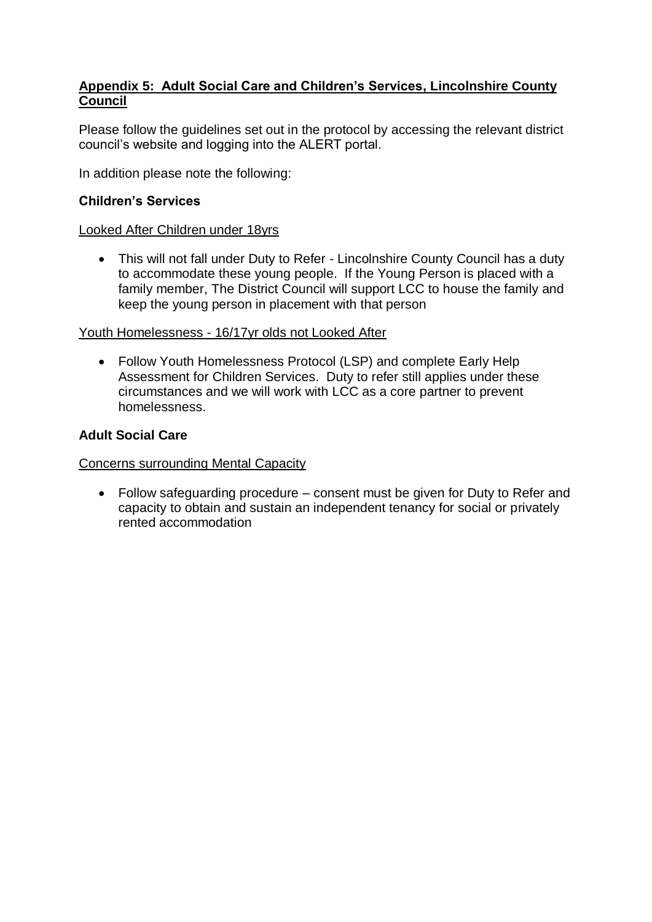## Appendix 5: Adult Social Care and Children's Services, Lincolnshire County Council

Please follow the guidelines set out in the protocol by accessing the relevant district council's website and logging into the ALERT portal.

In addition please note the following:

### Children's Services

Looked After Children under 18yrs

- This will not fall under Duty to Refer - Lincolnshire County Council has a duty to accommodate these young people. If the Young Person is placed with a family member, The District Council will support LCC to house the family and keep the young person in placement with that person

Youth Homelessness - 16/17yr olds not Looked After

- Follow Youth Homelessness Protocol (LSP) and complete Early Help Assessment for Children Services. Duty to refer still applies under these circumstances and we will work with LCC as a core partner to prevent homelessness.

### Adult Social Care

Concerns surrounding Mental Capacity

- Follow safeguarding procedure – consent must be given for Duty to Refer and capacity to obtain and sustain an independent tenancy for social or privately rented accommodation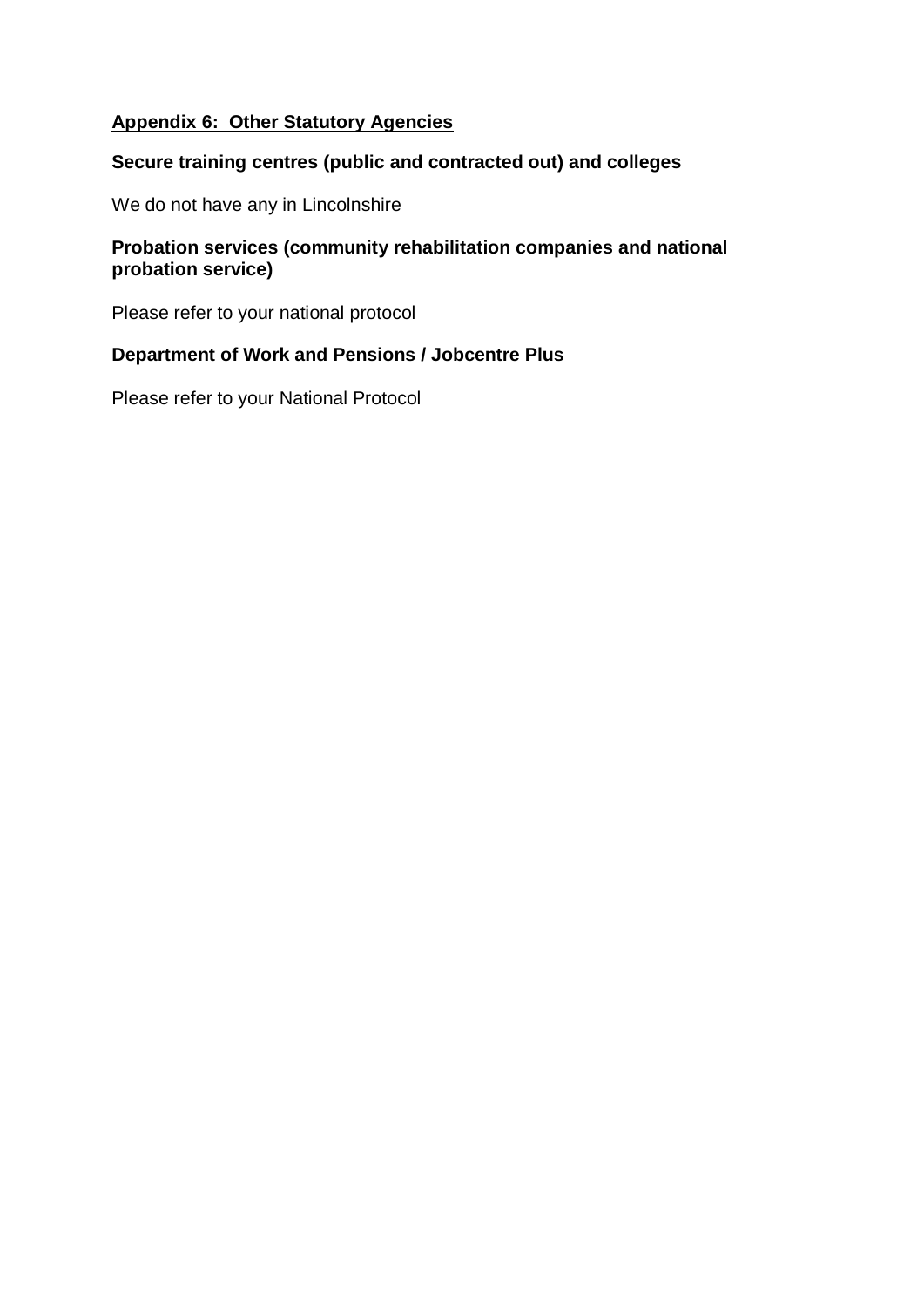## Appendix 6: Other Statutory Agencies

### Secure training centres (public and contracted out) and colleges

We do not have any in Lincolnshire

### Probation services (community rehabilitation companies and national probation service)

Please refer to your national protocol

### Department of Work and Pensions / Jobcentre Plus

Please refer to your National Protocol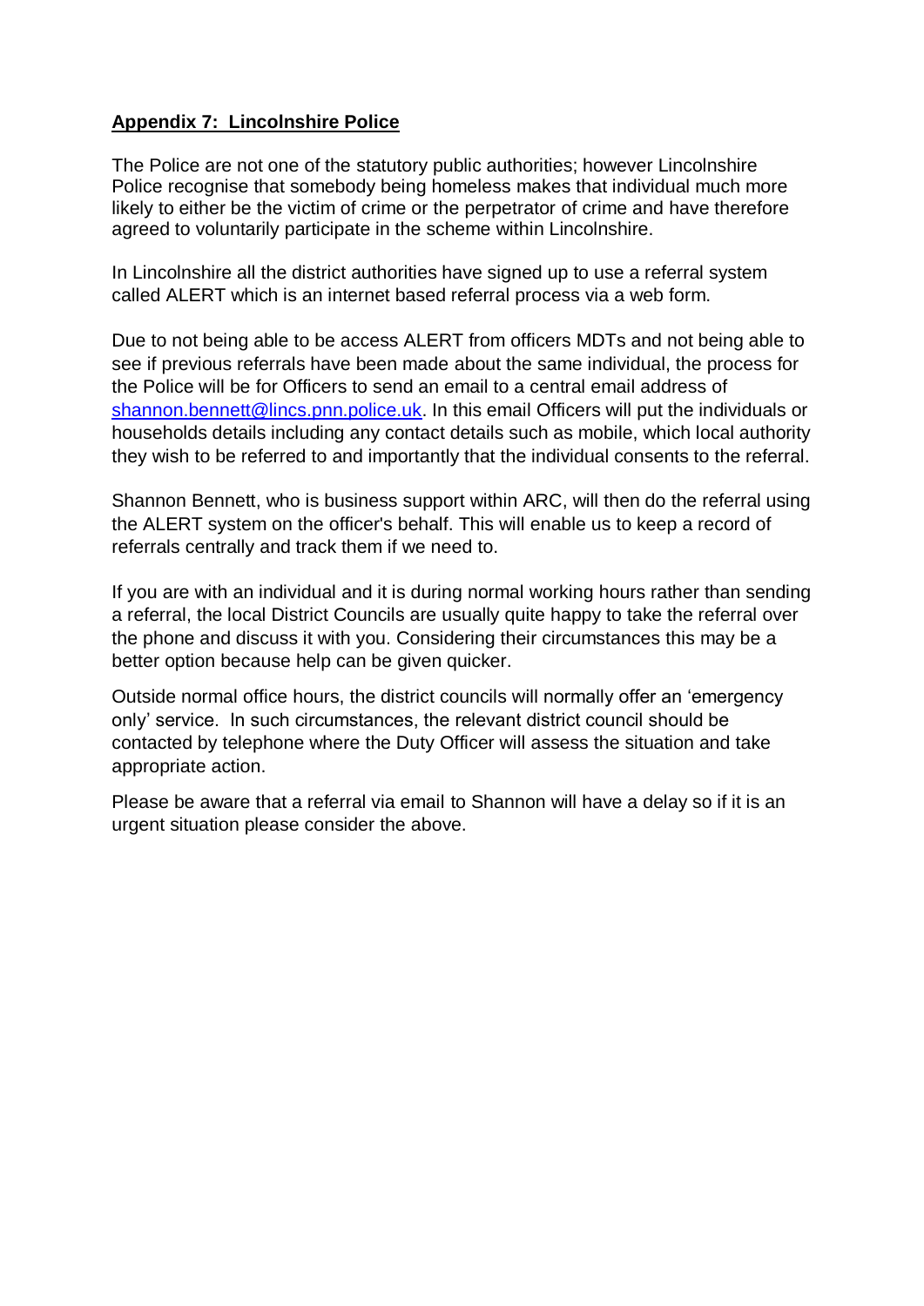**Appendix 7: Lincolnshire Police**

The Police are not one of the statutory public authorities; however Lincolnshire Police recognise that somebody being homeless makes that individual much more likely to either be the victim of crime or the perpetrator of crime and have therefore agreed to voluntarily participate in the scheme within Lincolnshire.

In Lincolnshire all the district authorities have signed up to use a referral system called ALERT which is an internet based referral process via a web form.

Due to not being able to be access ALERT from officers MDTs and not being able to see if previous referrals have been made about the same individual, the process for the Police will be for Officers to send an email to a central email address of shannon.bennett@lincs.pnn.police.uk. In this email Officers will put the individuals or households details including any contact details such as mobile, which local authority they wish to be referred to and importantly that the individual consents to the referral.

Shannon Bennett, who is business support within ARC, will then do the referral using the ALERT system on the officer's behalf. This will enable us to keep a record of referrals centrally and track them if we need to.

If you are with an individual and it is during normal working hours rather than sending a referral, the local District Councils are usually quite happy to take the referral over the phone and discuss it with you. Considering their circumstances this may be a better option because help can be given quicker.

Outside normal office hours, the district councils will normally offer an 'emergency only' service. In such circumstances, the relevant district council should be contacted by telephone where the Duty Officer will assess the situation and take appropriate action.

Please be aware that a referral via email to Shannon will have a delay so if it is an urgent situation please consider the above.